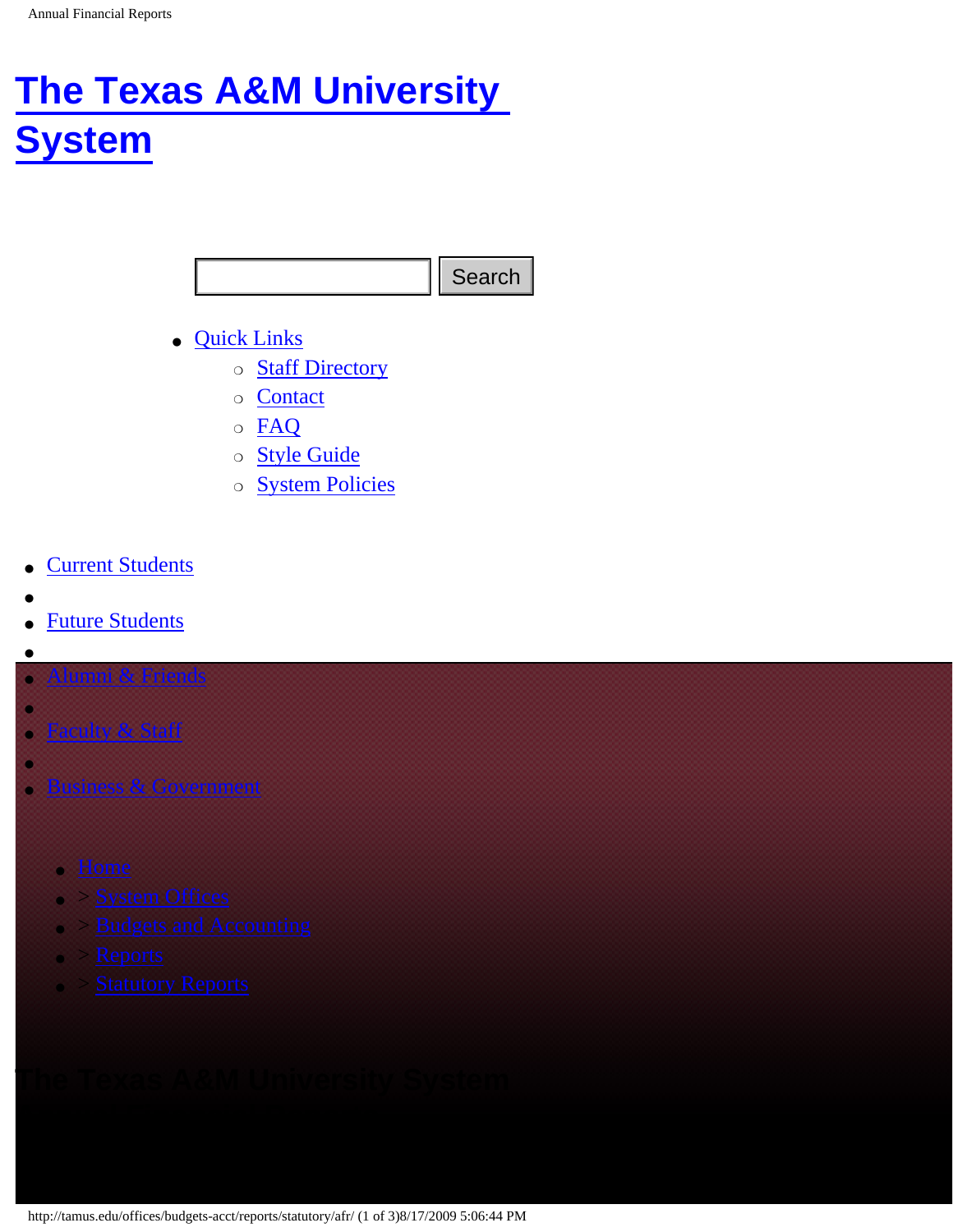# The Texas A&M University System

Search

- Quick Links
  - Staff Directory
  - Contact
  - FAQ
  - Style Guide
  - System Policies

- Current Students
- Future Students
- Alumni & Friends
- Faculty & Staff
- Business & Government

- Home
- > System Offices
- > Budgets and Accounting
- > Reports
- > Statutory Reports

The Texas A&M University System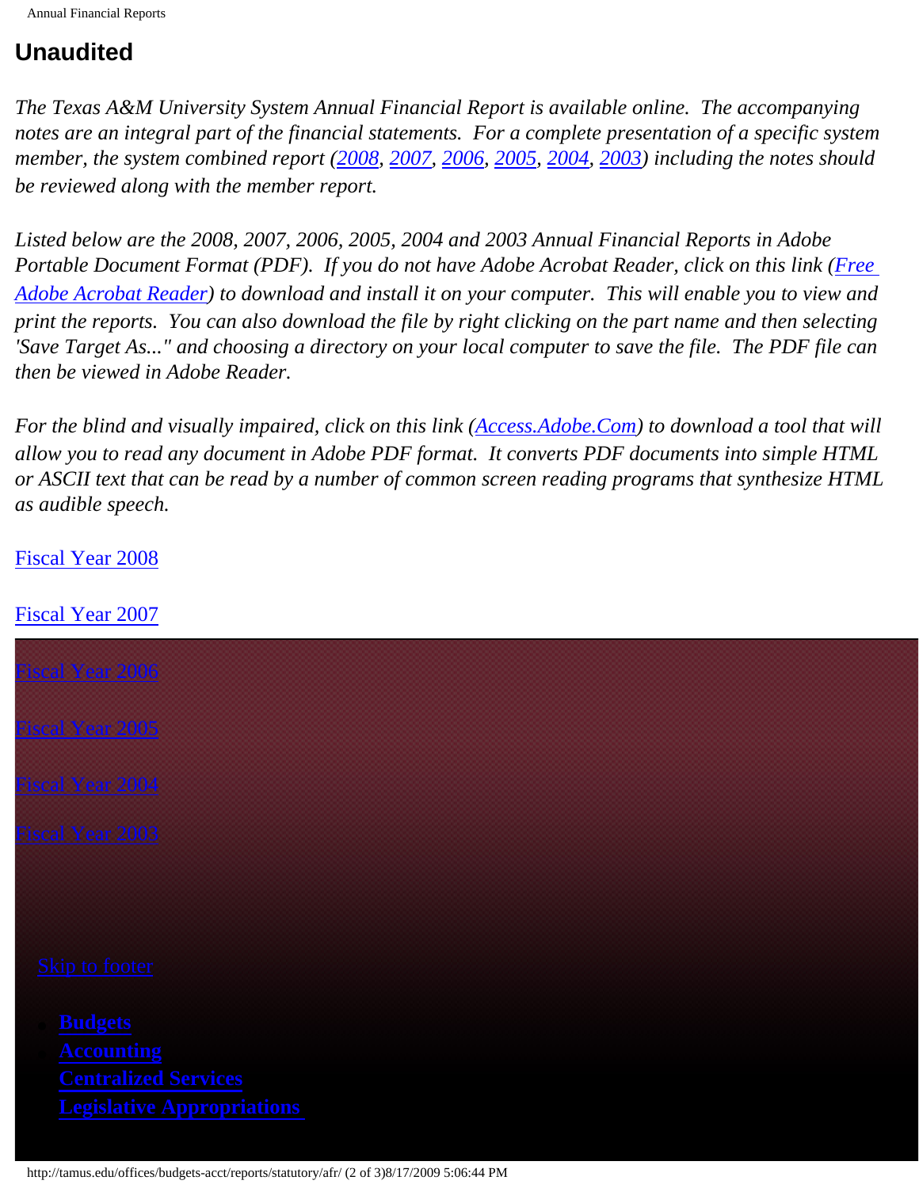## Unaudited

*The Texas A&M University System Annual Financial Report is available online.  The accompanying notes are an integral part of the financial statements.  For a complete presentation of a specific system member, the system combined report (2008, 2007, 2006, 2005, 2004, 2003) including the notes should be reviewed along with the member report.*

*Listed below are the 2008, 2007, 2006, 2005, 2004 and 2003 Annual Financial Reports in Adobe Portable Document Format (PDF).  If you do not have Adobe Acrobat Reader, click on this link (Free Adobe Acrobat Reader) to download and install it on your computer.  This will enable you to view and print the reports.  You can also download the file by right clicking on the part name and then selecting 'Save Target As..." and choosing a directory on your local computer to save the file.  The PDF file can then be viewed in Adobe Reader.*

*For the blind and visually impaired, click on this link (Access.Adobe.Com) to download a tool that will allow you to read any document in Adobe PDF format.  It converts PDF documents into simple HTML or ASCII text that can be read by a number of common screen reading programs that synthesize HTML as audible speech.*

Fiscal Year 2008

Fiscal Year 2007

Fiscal Year 2006

Fiscal Year 2005

Fiscal Year 2004

Fiscal Year 2003

Skip to footer

- **Budgets**
- **Accounting**
- **Centralized Services**
- **Legislative Appropriations**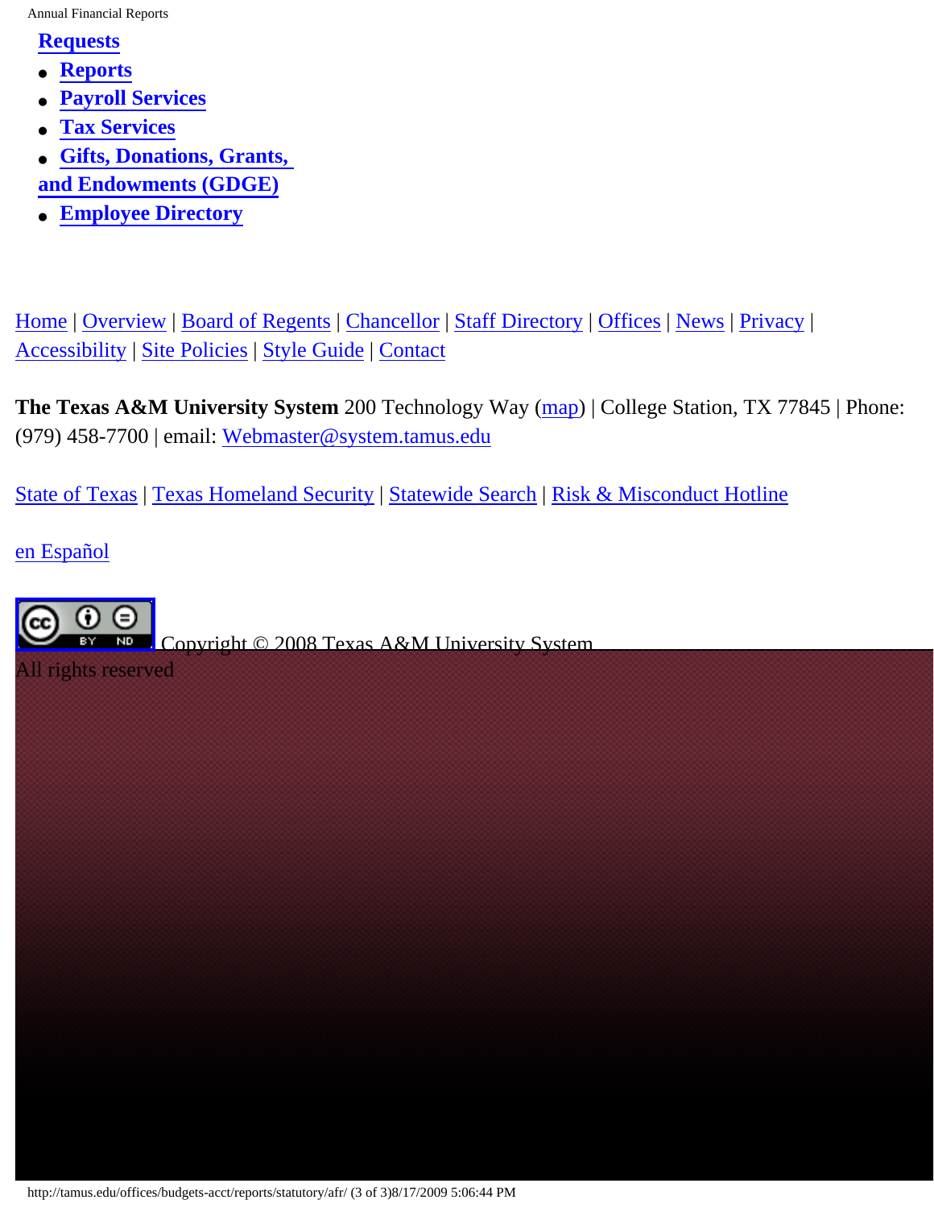**Requests**

- **Reports**
- **Payroll Services**
- **Tax Services**
- **Gifts, Donations, Grants, and Endowments (GDGE)**
- **Employee Directory**

Home | Overview | Board of Regents | Chancellor | Staff Directory | Offices | News | Privacy | Accessibility | Site Policies | Style Guide | Contact

**The Texas A&M University System** 200 Technology Way (map) | College Station, TX 77845 | Phone: (979) 458-7700 | email: Webmaster@system.tamus.edu

State of Texas | Texas Homeland Security | Statewide Search | Risk & Misconduct Hotline

en Español

Copyright © 2008 Texas A&M University System
All rights reserved